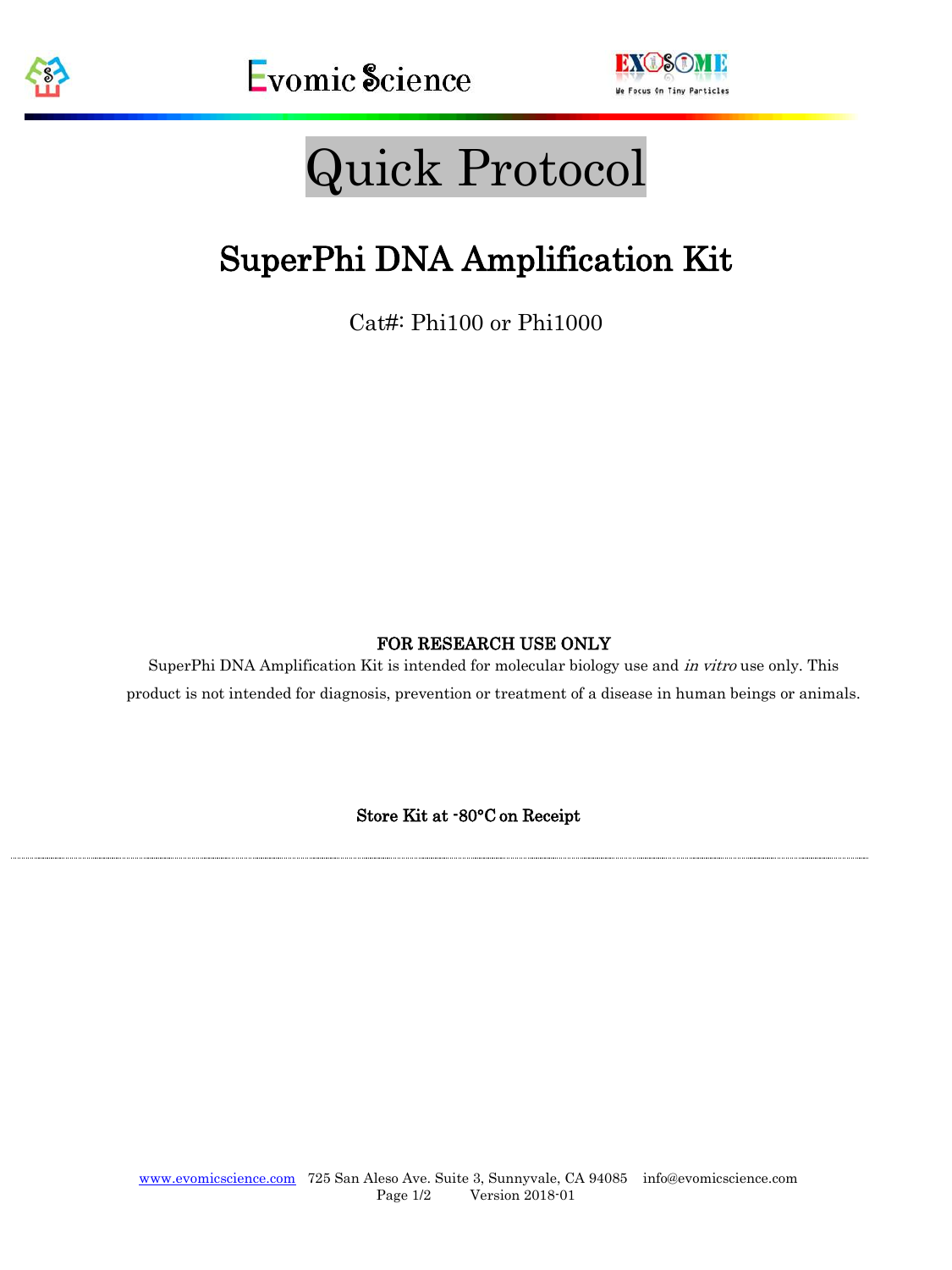# Quick Protocol

## SuperPhi DNA Amplification Kit

Cat#: Phi100 or Phi1000

**FOR RESEARCH USE ONLY**

SuperPhi DNA Amplification Kit is intended for molecular biology use and *in vitro* use only. This product is not intended for diagnosis, prevention or treatment of a disease in human beings or animals.

**Store Kit at -80°C on Receipt**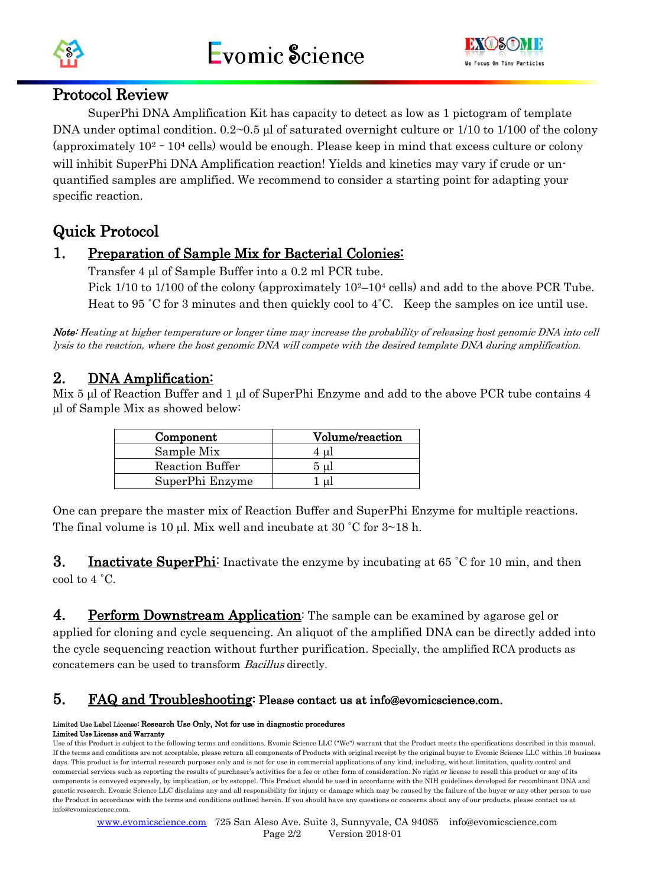## Protocol Review

SuperPhi DNA Amplification Kit has capacity to detect as low as 1 pictogram of template DNA under optimal condition. 0.2~0.5 µl of saturated overnight culture or 1/10 to 1/100 of the colony (approximately $10^2$ – $10^4$ cells) would be enough. Please keep in mind that excess culture or colony will inhibit SuperPhi DNA Amplification reaction! Yields and kinetics may vary if crude or un-quantified samples are amplified. We recommend to consider a starting point for adapting your specific reaction.

## Quick Protocol

### 1. Preparation of Sample Mix for Bacterial Colonies:

Transfer 4 µl of Sample Buffer into a 0.2 ml PCR tube.
Pick 1/10 to 1/100 of the colony (approximately $10^2$–$10^4$ cells) and add to the above PCR Tube.
Heat to 95 ˚C for 3 minutes and then quickly cool to 4˚C. Keep the samples on ice until use.

***Note:*** *Heating at higher temperature or longer time may increase the probability of releasing host genomic DNA into cell lysis to the reaction, where the host genomic DNA will compete with the desired template DNA during amplification.*

### 2. DNA Amplification:

Mix 5 µl of Reaction Buffer and 1 µl of SuperPhi Enzyme and add to the above PCR tube contains 4 µl of Sample Mix as showed below:

| Component | Volume/reaction |
|---|---|
| Sample Mix | 4 µl |
| Reaction Buffer | 5 µl |
| SuperPhi Enzyme | 1 µl |

One can prepare the master mix of Reaction Buffer and SuperPhi Enzyme for multiple reactions. The final volume is 10 µl. Mix well and incubate at 30 ˚C for 3~18 h.

### 3. Inactivate SuperPhi:

Inactivate the enzyme by incubating at 65 ˚C for 10 min, and then cool to 4 ˚C.

### 4. Perform Downstream Application:

The sample can be examined by agarose gel or applied for cloning and cycle sequencing. An aliquot of the amplified DNA can be directly added into the cycle sequencing reaction without further purification. Specially, the amplified RCA products as concatemers can be used to transform *Bacillus* directly.

### 5. FAQ and Troubleshooting:

**Please contact us at info@evomicscience.com.**

**Limited Use Label License: Research Use Only, Not for use in diagnostic procedures**
**Limited Use License and Warranty**

Use of this Product is subject to the following terms and conditions. Evomic Science LLC ("We") warrant that the Product meets the specifications described in this manual. If the terms and conditions are not acceptable, please return all components of Products with original receipt by the original buyer to Evomic Science LLC within 10 business days. This product is for internal research purposes only and is not for use in commercial applications of any kind, including, without limitation, quality control and commercial services such as reporting the results of purchaser's activities for a fee or other form of consideration. No right or license to resell this product or any of its components is conveyed expressly, by implication, or by estoppel. This Product should be used in accordance with the NIH guidelines developed for recombinant DNA and genetic research. Evomic Science LLC disclaims any and all responsibility for injury or damage which may be caused by the failure of the buyer or any other person to use the Product in accordance with the terms and conditions outlined herein. If you should have any questions or concerns about any of our products, please contact us at info@evomicscience.com.

www.evomicscience.com 725 San Aleso Ave. Suite 3, Sunnyvale, CA 94085 info@evomicscience.com
Version 2018-01